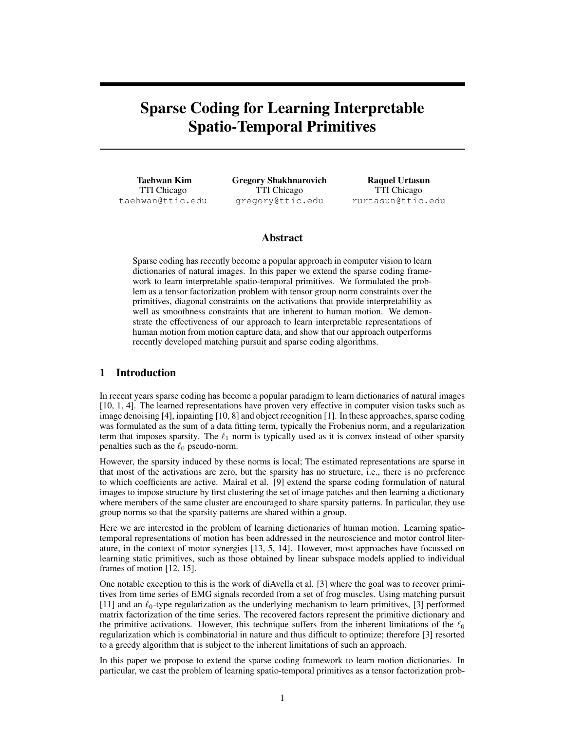# Sparse Coding for Learning Interpretable Spatio-Temporal Primitives

**Taehwan Kim**
TTI Chicago
taehwan@ttic.edu

**Gregory Shakhnarovich**
TTI Chicago
gregory@ttic.edu

**Raquel Urtasun**
TTI Chicago
rurtasun@ttic.edu

## Abstract

Sparse coding has recently become a popular approach in computer vision to learn dictionaries of natural images. In this paper we extend the sparse coding framework to learn interpretable spatio-temporal primitives. We formulated the problem as a tensor factorization problem with tensor group norm constraints over the primitives, diagonal constraints on the activations that provide interpretability as well as smoothness constraints that are inherent to human motion. We demonstrate the effectiveness of our approach to learn interpretable representations of human motion from motion capture data, and show that our approach outperforms recently developed matching pursuit and sparse coding algorithms.

## 1 Introduction

In recent years sparse coding has become a popular paradigm to learn dictionaries of natural images [10, 1, 4]. The learned representations have proven very effective in computer vision tasks such as image denoising [4], inpainting [10, 8] and object recognition [1]. In these approaches, sparse coding was formulated as the sum of a data fitting term, typically the Frobenius norm, and a regularization term that imposes sparsity. The $\ell_1$ norm is typically used as it is convex instead of other sparsity penalties such as the $\ell_0$ pseudo-norm.

However, the sparsity induced by these norms is local; The estimated representations are sparse in that most of the activations are zero, but the sparsity has no structure, i.e., there is no preference to which coefficients are active. Mairal et al. [9] extend the sparse coding formulation of natural images to impose structure by first clustering the set of image patches and then learning a dictionary where members of the same cluster are encouraged to share sparsity patterns. In particular, they use group norms so that the sparsity patterns are shared within a group.

Here we are interested in the problem of learning dictionaries of human motion. Learning spatio-temporal representations of motion has been addressed in the neuroscience and motor control literature, in the context of motor synergies [13, 5, 14]. However, most approaches have focussed on learning static primitives, such as those obtained by linear subspace models applied to individual frames of motion [12, 15].

One notable exception to this is the work of diAvella et al. [3] where the goal was to recover primitives from time series of EMG signals recorded from a set of frog muscles. Using matching pursuit [11] and an $\ell_0$-type regularization as the underlying mechanism to learn primitives, [3] performed matrix factorization of the time series. The recovered factors represent the primitive dictionary and the primitive activations. However, this technique suffers from the inherent limitations of the $\ell_0$ regularization which is combinatorial in nature and thus difficult to optimize; therefore [3] resorted to a greedy algorithm that is subject to the inherent limitations of such an approach.

In this paper we propose to extend the sparse coding framework to learn motion dictionaries. In particular, we cast the problem of learning spatio-temporal primitives as a tensor factorization prob-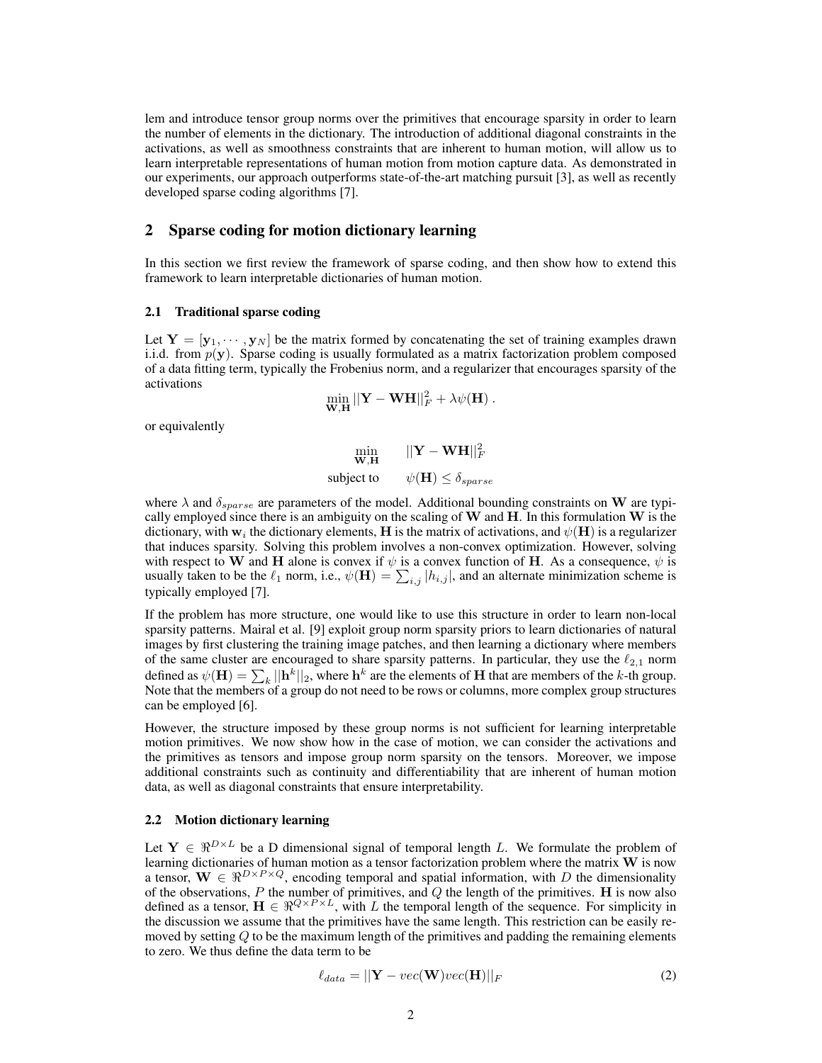lem and introduce tensor group norms over the primitives that encourage sparsity in order to learn the number of elements in the dictionary. The introduction of additional diagonal constraints in the activations, as well as smoothness constraints that are inherent to human motion, will allow us to learn interpretable representations of human motion from motion capture data. As demonstrated in our experiments, our approach outperforms state-of-the-art matching pursuit [3], as well as recently developed sparse coding algorithms [7].

## 2 Sparse coding for motion dictionary learning

In this section we first review the framework of sparse coding, and then show how to extend this framework to learn interpretable dictionaries of human motion.

### 2.1 Traditional sparse coding

Let $\mathbf{Y} = [\mathbf{y}_1, \cdots, \mathbf{y}_N]$ be the matrix formed by concatenating the set of training examples drawn i.i.d. from $p(\mathbf{y})$. Sparse coding is usually formulated as a matrix factorization problem composed of a data fitting term, typically the Frobenius norm, and a regularizer that encourages sparsity of the activations

$$\min_{\mathbf{W},\mathbf{H}} ||\mathbf{Y} - \mathbf{W}\mathbf{H}||_F^2 + \lambda\psi(\mathbf{H}) \; .$$

or equivalently

$$\begin{array}{ll} \min\limits_{\mathbf{W},\mathbf{H}} & ||\mathbf{Y} - \mathbf{W}\mathbf{H}||_F^2 \\ \text{subject to} & \psi(\mathbf{H}) \leq \delta_{sparse} \end{array}$$

where $\lambda$ and $\delta_{sparse}$ are parameters of the model. Additional bounding constraints on $\mathbf{W}$ are typically employed since there is an ambiguity on the scaling of $\mathbf{W}$ and $\mathbf{H}$. In this formulation $\mathbf{W}$ is the dictionary, with $\mathbf{w}_i$ the dictionary elements, $\mathbf{H}$ is the matrix of activations, and $\psi(\mathbf{H})$ is a regularizer that induces sparsity. Solving this problem involves a non-convex optimization. However, solving with respect to $\mathbf{W}$ and $\mathbf{H}$ alone is convex if $\psi$ is a convex function of $\mathbf{H}$. As a consequence, $\psi$ is usually taken to be the $\ell_1$ norm, i.e., $\psi(\mathbf{H}) = \sum_{i,j} |h_{i,j}|$, and an alternate minimization scheme is typically employed [7].

If the problem has more structure, one would like to use this structure in order to learn non-local sparsity patterns. Mairal et al. [9] exploit group norm sparsity priors to learn dictionaries of natural images by first clustering the training image patches, and then learning a dictionary where members of the same cluster are encouraged to share sparsity patterns. In particular, they use the $\ell_{2,1}$ norm defined as $\psi(\mathbf{H}) = \sum_k ||\mathbf{h}^k||_2$, where $\mathbf{h}^k$ are the elements of $\mathbf{H}$ that are members of the $k$-th group. Note that the members of a group do not need to be rows or columns, more complex group structures can be employed [6].

However, the structure imposed by these group norms is not sufficient for learning interpretable motion primitives. We now show how in the case of motion, we can consider the activations and the primitives as tensors and impose group norm sparsity on the tensors. Moreover, we impose additional constraints such as continuity and differentiability that are inherent of human motion data, as well as diagonal constraints that ensure interpretability.

### 2.2 Motion dictionary learning

Let $\mathbf{Y} \in \Re^{D \times L}$ be a D dimensional signal of temporal length $L$. We formulate the problem of learning dictionaries of human motion as a tensor factorization problem where the matrix $\mathbf{W}$ is now a tensor, $\mathbf{W} \in \Re^{D \times P \times Q}$, encoding temporal and spatial information, with $D$ the dimensionality of the observations, $P$ the number of primitives, and $Q$ the length of the primitives. $\mathbf{H}$ is now also defined as a tensor, $\mathbf{H} \in \Re^{Q \times P \times L}$, with $L$ the temporal length of the sequence. For simplicity in the discussion we assume that the primitives have the same length. This restriction can be easily removed by setting $Q$ to be the maximum length of the primitives and padding the remaining elements to zero. We thus define the data term to be

$$\ell_{data} = ||\mathbf{Y} - vec(\mathbf{W})vec(\mathbf{H})||_F \tag{2}$$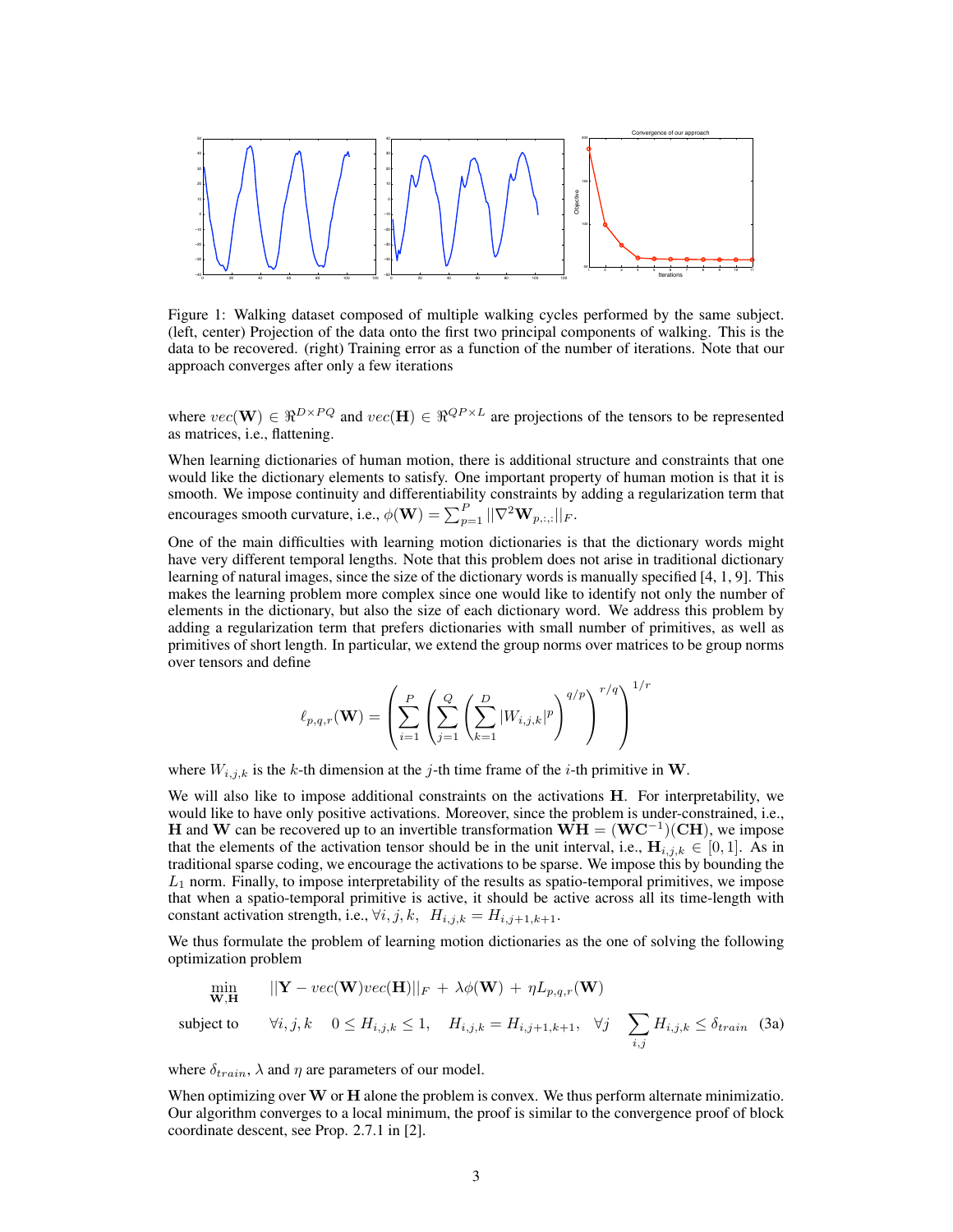Figure 1: Walking dataset composed of multiple walking cycles performed by the same subject. (left, center) Projection of the data onto the first two principal components of walking. This is the data to be recovered. (right) Training error as a function of the number of iterations. Note that our approach converges after only a few iterations

where $vec(\mathbf{W}) \in \Re^{D \times PQ}$ and $vec(\mathbf{H}) \in \Re^{QP \times L}$ are projections of the tensors to be represented as matrices, i.e., flattening.

When learning dictionaries of human motion, there is additional structure and constraints that one would like the dictionary elements to satisfy. One important property of human motion is that it is smooth. We impose continuity and differentiability constraints by adding a regularization term that encourages smooth curvature, i.e., $\phi(\mathbf{W}) = \sum_{p=1}^{P} ||\nabla^2 \mathbf{W}_{p,:,:}||_F$.

One of the main difficulties with learning motion dictionaries is that the dictionary words might have very different temporal lengths. Note that this problem does not arise in traditional dictionary learning of natural images, since the size of the dictionary words is manually specified [4, 1, 9]. This makes the learning problem more complex since one would like to identify not only the number of elements in the dictionary, but also the size of each dictionary word. We address this problem by adding a regularization term that prefers dictionaries with small number of primitives, as well as primitives of short length. In particular, we extend the group norms over matrices to be group norms over tensors and define

$$\ell_{p,q,r}(\mathbf{W}) = \left( \sum_{i=1}^{P} \left( \sum_{j=1}^{Q} \left( \sum_{k=1}^{D} |W_{i,j,k}|^p \right)^{q/p} \right)^{r/q} \right)^{1/r}$$

where $W_{i,j,k}$ is the $k$-th dimension at the $j$-th time frame of the $i$-th primitive in $\mathbf{W}$.

We will also like to impose additional constraints on the activations $\mathbf{H}$. For interpretability, we would like to have only positive activations. Moreover, since the problem is under-constrained, i.e., $\mathbf{H}$ and $\mathbf{W}$ can be recovered up to an invertible transformation $\mathbf{WH} = (\mathbf{WC}^{-1})(\mathbf{CH})$, we impose that the elements of the activation tensor should be in the unit interval, i.e., $\mathbf{H}_{i,j,k} \in [0, 1]$. As in traditional sparse coding, we encourage the activations to be sparse. We impose this by bounding the $L_1$ norm. Finally, to impose interpretability of the results as spatio-temporal primitives, we impose that when a spatio-temporal primitive is active, it should be active across all its time-length with constant activation strength, i.e., $\forall i, j, k, \;\; H_{i,j,k} = H_{i,j+1,k+1}$.

We thus formulate the problem of learning motion dictionaries as the one of solving the following optimization problem

$$\begin{aligned} \min_{\mathbf{W},\mathbf{H}} \quad & ||\mathbf{Y} - vec(\mathbf{W})vec(\mathbf{H})||_F \; + \; \lambda\phi(\mathbf{W}) \; + \; \eta L_{p,q,r}(\mathbf{W}) \\ \text{subject to} \quad & \forall i, j, k \quad 0 \leq H_{i,j,k} \leq 1, \quad H_{i,j,k} = H_{i,j+1,k+1}, \quad \forall j \quad \sum_{i,j} H_{i,j,k} \leq \delta_{train} \end{aligned} \tag{3a}$$

where $\delta_{train}$, $\lambda$ and $\eta$ are parameters of our model.

When optimizing over $\mathbf{W}$ or $\mathbf{H}$ alone the problem is convex. We thus perform alternate minimizatio. Our algorithm converges to a local minimum, the proof is similar to the convergence proof of block coordinate descent, see Prop. 2.7.1 in [2].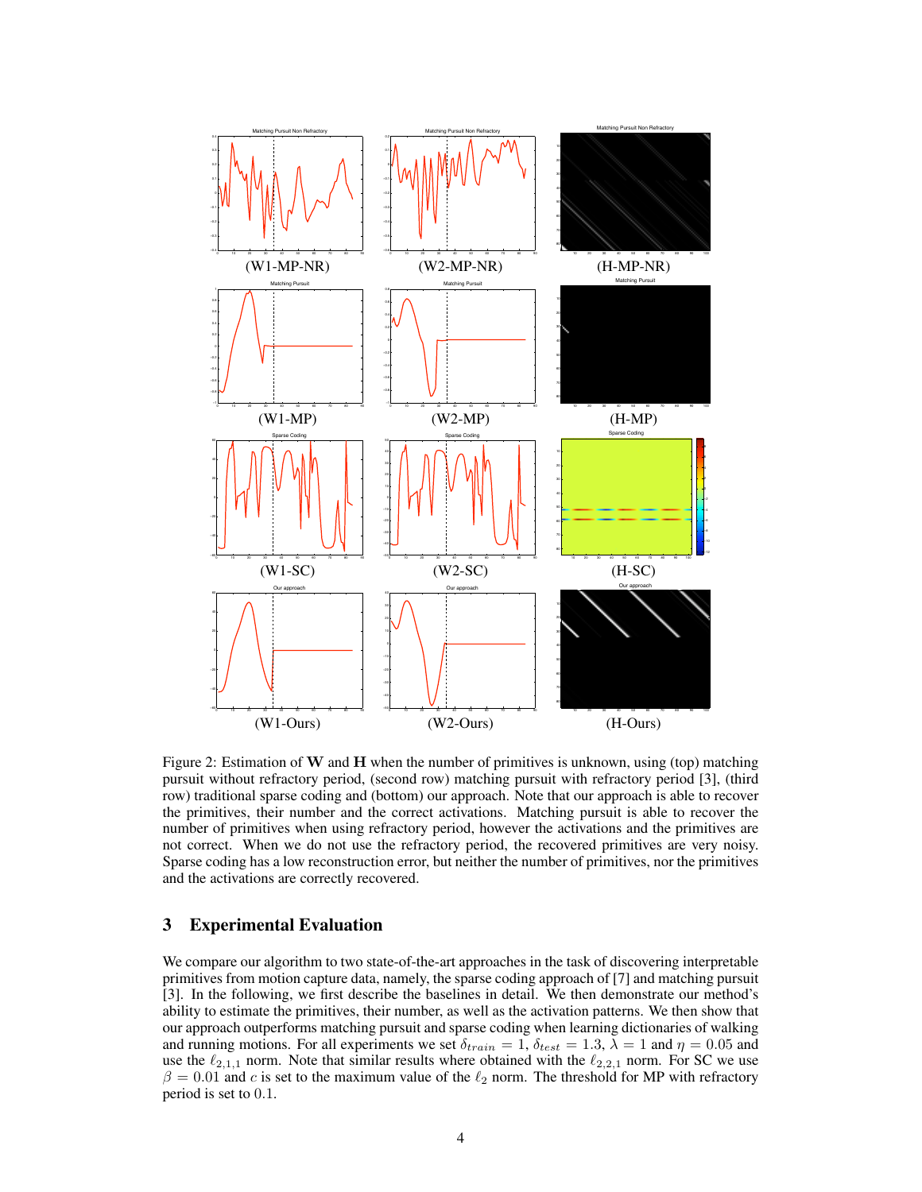(W1-MP-NR) (W2-MP-NR) (H-MP-NR)

(W1-MP) (W2-MP) (H-MP)

(W1-SC) (W2-SC) (H-SC)

(W1-Ours) (W2-Ours) (H-Ours)

Figure 2: Estimation of $\mathbf{W}$ and $\mathbf{H}$ when the number of primitives is unknown, using (top) matching pursuit without refractory period, (second row) matching pursuit with refractory period [3], (third row) traditional sparse coding and (bottom) our approach. Note that our approach is able to recover the primitives, their number and the correct activations. Matching pursuit is able to recover the number of primitives when using refractory period, however the activations and the primitives are not correct. When we do not use the refractory period, the recovered primitives are very noisy. Sparse coding has a low reconstruction error, but neither the number of primitives, nor the primitives and the activations are correctly recovered.

## 3 Experimental Evaluation

We compare our algorithm to two state-of-the-art approaches in the task of discovering interpretable primitives from motion capture data, namely, the sparse coding approach of [7] and matching pursuit [3]. In the following, we first describe the baselines in detail. We then demonstrate our method's ability to estimate the primitives, their number, as well as the activation patterns. We then show that our approach outperforms matching pursuit and sparse coding when learning dictionaries of walking and running motions. For all experiments we set $\delta_{train} = 1$, $\delta_{test} = 1.3$, $\lambda = 1$ and $\eta = 0.05$ and use the $\ell_{2,1,1}$ norm. Note that similar results where obtained with the $\ell_{2,2,1}$ norm. For SC we use $\beta = 0.01$ and $c$ is set to the maximum value of the $\ell_2$ norm. The threshold for MP with refractory period is set to $0.1$.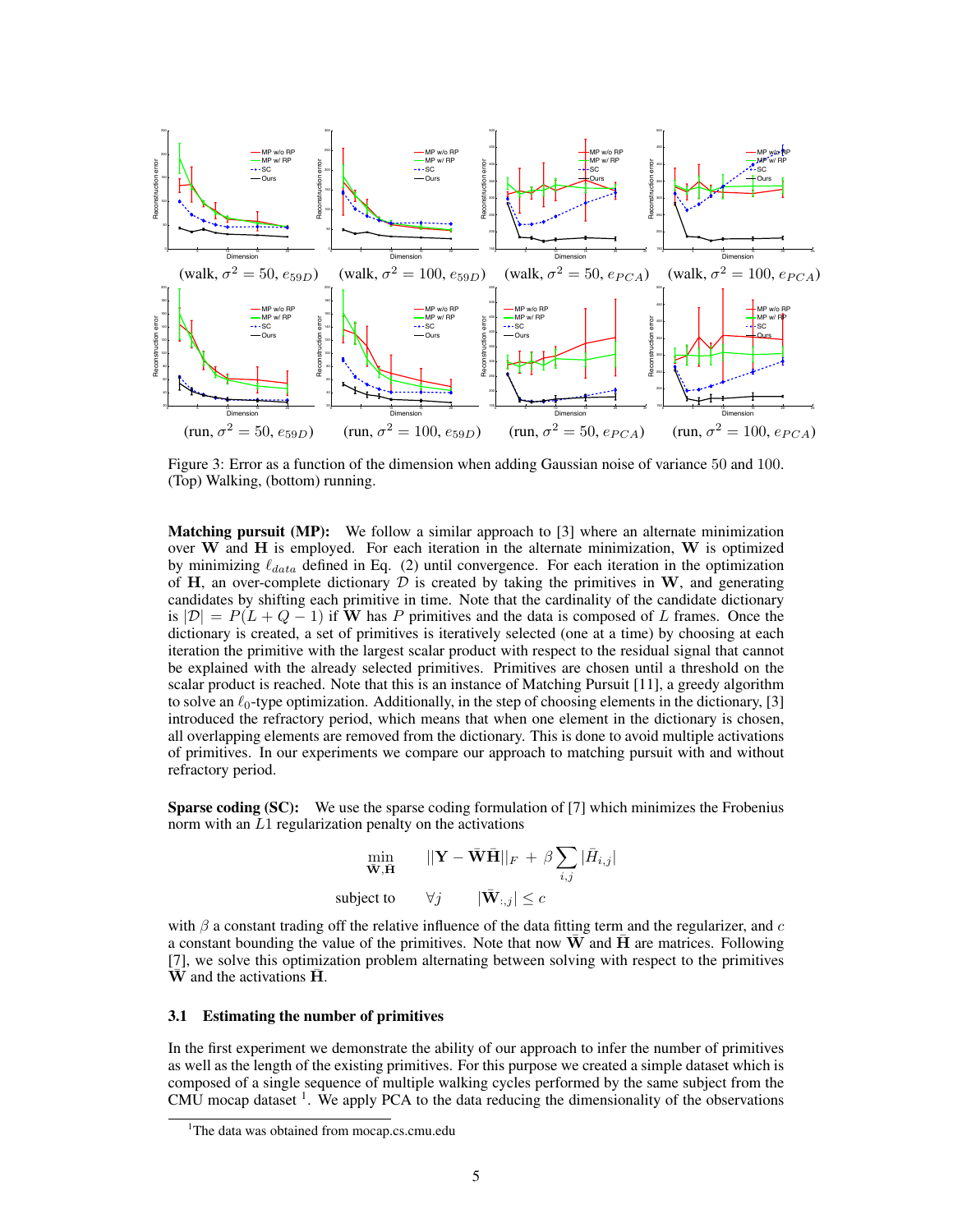(walk, $\sigma^2 = 50$, $e_{59D}$) (walk, $\sigma^2 = 100$, $e_{59D}$) (walk, $\sigma^2 = 50$, $e_{PCA}$) (walk, $\sigma^2 = 100$, $e_{PCA}$)

(run, $\sigma^2 = 50$, $e_{59D}$) (run, $\sigma^2 = 100$, $e_{59D}$) (run, $\sigma^2 = 50$, $e_{PCA}$) (run, $\sigma^2 = 100$, $e_{PCA}$)

Figure 3: Error as a function of the dimension when adding Gaussian noise of variance 50 and 100. (Top) Walking, (bottom) running.

**Matching pursuit (MP):** We follow a similar approach to [3] where an alternate minimization over $\mathbf{W}$ and $\mathbf{H}$ is employed. For each iteration in the alternate minimization, $\mathbf{W}$ is optimized by minimizing $\ell_{data}$ defined in Eq. (2) until convergence. For each iteration in the optimization of $\mathbf{H}$, an over-complete dictionary $\mathcal{D}$ is created by taking the primitives in $\mathbf{W}$, and generating candidates by shifting each primitive in time. Note that the cardinality of the candidate dictionary is $|\mathcal{D}| = P(L + Q - 1)$ if $\mathbf{W}$ has $P$ primitives and the data is composed of $L$ frames. Once the dictionary is created, a set of primitives is iteratively selected (one at a time) by choosing at each iteration the primitive with the largest scalar product with respect to the residual signal that cannot be explained with the already selected primitives. Primitives are chosen until a threshold on the scalar product is reached. Note that this is an instance of Matching Pursuit [11], a greedy algorithm to solve an $\ell_0$-type optimization. Additionally, in the step of choosing elements in the dictionary, [3] introduced the refractory period, which means that when one element in the dictionary is chosen, all overlapping elements are removed from the dictionary. This is done to avoid multiple activations of primitives. In our experiments we compare our approach to matching pursuit with and without refractory period.

**Sparse coding (SC):** We use the sparse coding formulation of [7] which minimizes the Frobenius norm with an $L1$ regularization penalty on the activations

$$\min_{\bar{\mathbf{W}}, \bar{\mathbf{H}}} \quad ||\mathbf{Y} - \bar{\mathbf{W}}\bar{\mathbf{H}}||_F + \beta \sum_{i,j} |\bar{H}_{i,j}|$$

$$\text{subject to} \quad \forall j \quad |\bar{\mathbf{W}}_{:,j}| \leq c$$

with $\beta$ a constant trading off the relative influence of the data fitting term and the regularizer, and $c$ a constant bounding the value of the primitives. Note that now $\bar{\mathbf{W}}$ and $\bar{\mathbf{H}}$ are matrices. Following [7], we solve this optimization problem alternating between solving with respect to the primitives $\bar{\mathbf{W}}$ and the activations $\bar{\mathbf{H}}$.

### 3.1 Estimating the number of primitives

In the first experiment we demonstrate the ability of our approach to infer the number of primitives as well as the length of the existing primitives. For this purpose we created a simple dataset which is composed of a single sequence of multiple walking cycles performed by the same subject from the CMU mocap dataset [1]. We apply PCA to the data reducing the dimensionality of the observations

[1]The data was obtained from mocap.cs.cmu.edu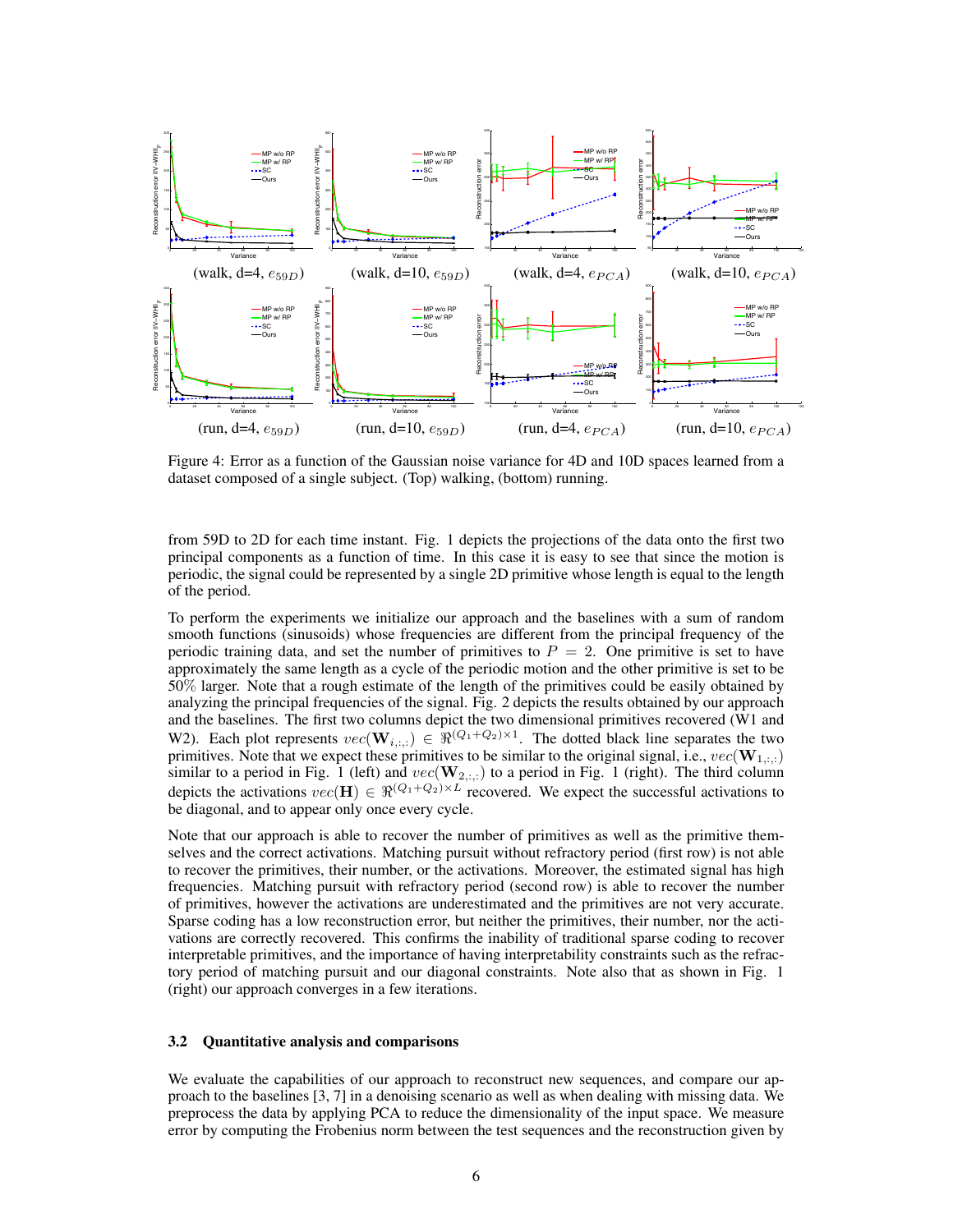(walk, d=4, $e_{59D}$) (walk, d=10, $e_{59D}$) (walk, d=4, $e_{PCA}$) (walk, d=10, $e_{PCA}$)

(run, d=4, $e_{59D}$) (run, d=10, $e_{59D}$) (run, d=4, $e_{PCA}$) (run, d=10, $e_{PCA}$)

Figure 4: Error as a function of the Gaussian noise variance for 4D and 10D spaces learned from a dataset composed of a single subject. (Top) walking, (bottom) running.

from 59D to 2D for each time instant. Fig. 1 depicts the projections of the data onto the first two principal components as a function of time. In this case it is easy to see that since the motion is periodic, the signal could be represented by a single 2D primitive whose length is equal to the length of the period.

To perform the experiments we initialize our approach and the baselines with a sum of random smooth functions (sinusoids) whose frequencies are different from the principal frequency of the periodic training data, and set the number of primitives to $P = 2$. One primitive is set to have approximately the same length as a cycle of the periodic motion and the other primitive is set to be 50% larger. Note that a rough estimate of the length of the primitives could be easily obtained by analyzing the principal frequencies of the signal. Fig. 2 depicts the results obtained by our approach and the baselines. The first two columns depict the two dimensional primitives recovered (W1 and W2). Each plot represents $vec(\mathbf{W}_{i,:,:}) \in \Re^{(Q_1+Q_2)\times 1}$. The dotted black line separates the two primitives. Note that we expect these primitives to be similar to the original signal, i.e., $vec(\mathbf{W}_{1,:,:})$ similar to a period in Fig. 1 (left) and $vec(\mathbf{W}_{2,:,:})$ to a period in Fig. 1 (right). The third column depicts the activations $vec(\mathbf{H}) \in \Re^{(Q_1+Q_2)\times L}$ recovered. We expect the successful activations to be diagonal, and to appear only once every cycle.

Note that our approach is able to recover the number of primitives as well as the primitive themselves and the correct activations. Matching pursuit without refractory period (first row) is not able to recover the primitives, their number, or the activations. Moreover, the estimated signal has high frequencies. Matching pursuit with refractory period (second row) is able to recover the number of primitives, however the activations are underestimated and the primitives are not very accurate. Sparse coding has a low reconstruction error, but neither the primitives, their number, nor the activations are correctly recovered. This confirms the inability of traditional sparse coding to recover interpretable primitives, and the importance of having interpretability constraints such as the refractory period of matching pursuit and our diagonal constraints. Note also that as shown in Fig. 1 (right) our approach converges in a few iterations.

### 3.2 Quantitative analysis and comparisons

We evaluate the capabilities of our approach to reconstruct new sequences, and compare our approach to the baselines [3, 7] in a denoising scenario as well as when dealing with missing data. We preprocess the data by applying PCA to reduce the dimensionality of the input space. We measure error by computing the Frobenius norm between the test sequences and the reconstruction given by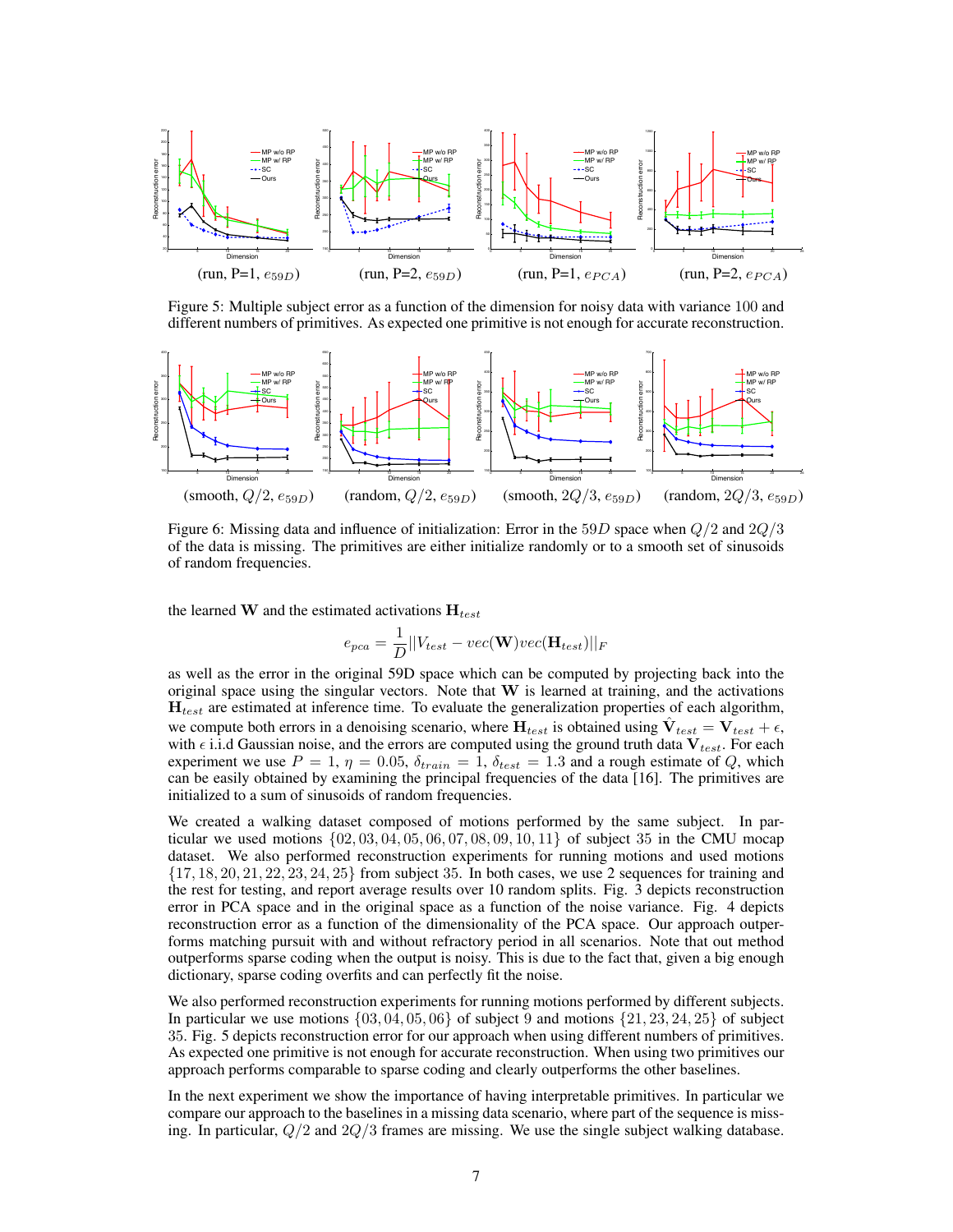(run, P=1, $e_{59D}$) (run, P=2, $e_{59D}$) (run, P=1, $e_{PCA}$) (run, P=2, $e_{PCA}$)

Figure 5: Multiple subject error as a function of the dimension for noisy data with variance 100 and different numbers of primitives. As expected one primitive is not enough for accurate reconstruction.

(smooth, $Q/2$, $e_{59D}$) (random, $Q/2$, $e_{59D}$) (smooth, $2Q/3$, $e_{59D}$) (random, $2Q/3$, $e_{59D}$)

Figure 6: Missing data and influence of initialization: Error in the $59D$ space when $Q/2$ and $2Q/3$ of the data is missing. The primitives are either initialize randomly or to a smooth set of sinusoids of random frequencies.

the learned $\mathbf{W}$ and the estimated activations $\mathbf{H}_{test}$

$$e_{pca} = \frac{1}{D}||V_{test} - vec(\mathbf{W})vec(\mathbf{H}_{test})||_F$$

as well as the error in the original 59D space which can be computed by projecting back into the original space using the singular vectors. Note that $\mathbf{W}$ is learned at training, and the activations $\mathbf{H}_{test}$ are estimated at inference time. To evaluate the generalization properties of each algorithm, we compute both errors in a denoising scenario, where $\mathbf{H}_{test}$ is obtained using $\hat{\mathbf{V}}_{test} = \mathbf{V}_{test} + \epsilon$, with $\epsilon$ i.i.d Gaussian noise, and the errors are computed using the ground truth data $\mathbf{V}_{test}$. For each experiment we use $P = 1$, $\eta = 0.05$, $\delta_{train} = 1$, $\delta_{test} = 1.3$ and a rough estimate of $Q$, which can be easily obtained by examining the principal frequencies of the data [16]. The primitives are initialized to a sum of sinusoids of random frequencies.

We created a walking dataset composed of motions performed by the same subject. In particular we used motions $\{02, 03, 04, 05, 06, 07, 08, 09, 10, 11\}$ of subject 35 in the CMU mocap dataset. We also performed reconstruction experiments for running motions and used motions $\{17, 18, 20, 21, 22, 23, 24, 25\}$ from subject 35. In both cases, we use 2 sequences for training and the rest for testing, and report average results over 10 random splits. Fig. 3 depicts reconstruction error in PCA space and in the original space as a function of the noise variance. Fig. 4 depicts reconstruction error as a function of the dimensionality of the PCA space. Our approach outperforms matching pursuit with and without refractory period in all scenarios. Note that out method outperforms sparse coding when the output is noisy. This is due to the fact that, given a big enough dictionary, sparse coding overfits and can perfectly fit the noise.

We also performed reconstruction experiments for running motions performed by different subjects. In particular we use motions $\{03, 04, 05, 06\}$ of subject 9 and motions $\{21, 23, 24, 25\}$ of subject 35. Fig. 5 depicts reconstruction error for our approach when using different numbers of primitives. As expected one primitive is not enough for accurate reconstruction. When using two primitives our approach performs comparable to sparse coding and clearly outperforms the other baselines.

In the next experiment we show the importance of having interpretable primitives. In particular we compare our approach to the baselines in a missing data scenario, where part of the sequence is missing. In particular, $Q/2$ and $2Q/3$ frames are missing. We use the single subject walking database.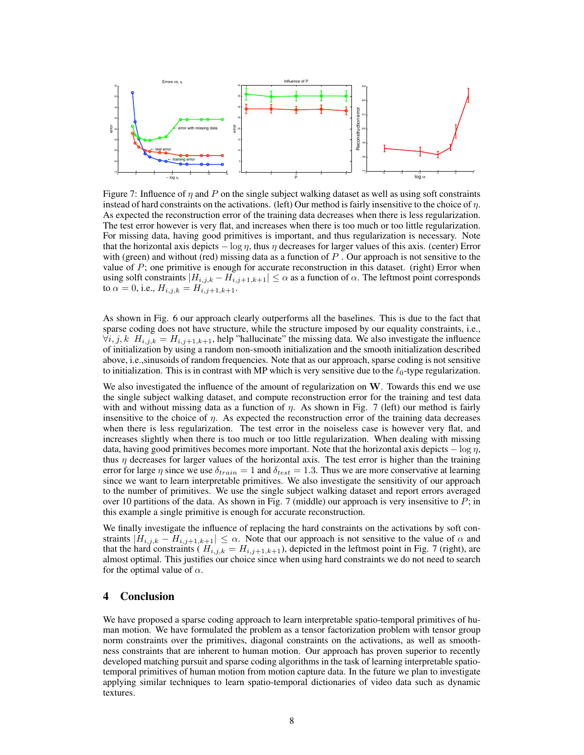Figure 7: Influence of $\eta$ and $P$ on the single subject walking dataset as well as using soft constraints instead of hard constraints on the activations. (left) Our method is fairly insensitive to the choice of $\eta$. As expected the reconstruction error of the training data decreases when there is less regularization. The test error however is very flat, and increases when there is too much or too little regularization. For missing data, having good primitives is important, and thus regularization is necessary. Note that the horizontal axis depicts $-\log \eta$, thus $\eta$ decreases for larger values of this axis. (center) Error with (green) and without (red) missing data as a function of $P$ . Our approach is not sensitive to the value of $P$; one primitive is enough for accurate reconstruction in this dataset. (right) Error when using solft constraints $|H_{i,j,k} - H_{i,j+1,k+1}| \leq \alpha$ as a function of $\alpha$. The leftmost point corresponds to $\alpha = 0$, i.e., $H_{i,j,k} = H_{i,j+1,k+1}$.

As shown in Fig. 6 our approach clearly outperforms all the baselines. This is due to the fact that sparse coding does not have structure, while the structure imposed by our equality constraints, i.e., $\forall i, j, k \;\; H_{i,j,k} = H_{i,j+1,k+1}$, help "hallucinate" the missing data. We also investigate the influence of initialization by using a random non-smooth initialization and the smooth initialization described above, i.e.,sinusoids of random frequencies. Note that as our approach, sparse coding is not sensitive to initialization. This is in contrast with MP which is very sensitive due to the $\ell_0$-type regularization.

We also investigated the influence of the amount of regularization on $\mathbf{W}$. Towards this end we use the single subject walking dataset, and compute reconstruction error for the training and test data with and without missing data as a function of $\eta$. As shown in Fig. 7 (left) our method is fairly insensitive to the choice of $\eta$. As expected the reconstruction error of the training data decreases when there is less regularization. The test error in the noiseless case is however very flat, and increases slightly when there is too much or too little regularization. When dealing with missing data, having good primitives becomes more important. Note that the horizontal axis depicts $-\log \eta$, thus $\eta$ decreases for larger values of the horizontal axis. The test error is higher than the training error for large $\eta$ since we use $\delta_{train} = 1$ and $\delta_{test} = 1.3$. Thus we are more conservative at learning since we want to learn interpretable primitives. We also investigate the sensitivity of our approach to the number of primitives. We use the single subject walking dataset and report errors averaged over 10 partitions of the data. As shown in Fig. 7 (middle) our approach is very insensitive to $P$; in this example a single primitive is enough for accurate reconstruction.

We finally investigate the influence of replacing the hard constraints on the activations by soft constraints $|H_{i,j,k} - H_{i,j+1,k+1}| \leq \alpha$. Note that our approach is not sensitive to the value of $\alpha$ and that the hard constraints ( $H_{i,j,k} = H_{i,j+1,k+1}$), depicted in the leftmost point in Fig. 7 (right), are almost optimal. This justifies our choice since when using hard constraints we do not need to search for the optimal value of $\alpha$.

## 4 Conclusion

We have proposed a sparse coding approach to learn interpretable spatio-temporal primitives of human motion. We have formulated the problem as a tensor factorization problem with tensor group norm constraints over the primitives, diagonal constraints on the activations, as well as smoothness constraints that are inherent to human motion. Our approach has proven superior to recently developed matching pursuit and sparse coding algorithms in the task of learning interpretable spatio-temporal primitives of human motion from motion capture data. In the future we plan to investigate applying similar techniques to learn spatio-temporal dictionaries of video data such as dynamic textures.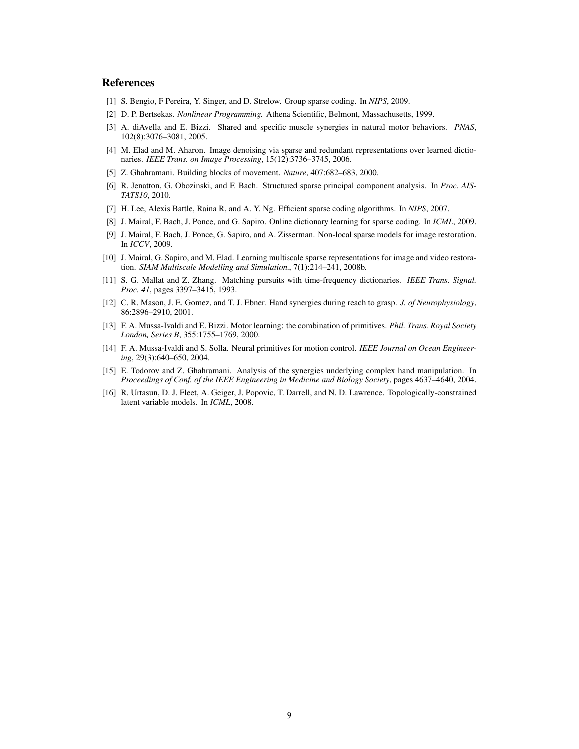## References

[1] S. Bengio, F Pereira, Y. Singer, and D. Strelow. Group sparse coding. In *NIPS*, 2009.

[2] D. P. Bertsekas. *Nonlinear Programming.* Athena Scientific, Belmont, Massachusetts, 1999.

[3] A. diAvella and E. Bizzi. Shared and specific muscle synergies in natural motor behaviors. *PNAS*, 102(8):3076–3081, 2005.

[4] M. Elad and M. Aharon. Image denoising via sparse and redundant representations over learned dictionaries. *IEEE Trans. on Image Processing*, 15(12):3736–3745, 2006.

[5] Z. Ghahramani. Building blocks of movement. *Nature*, 407:682–683, 2000.

[6] R. Jenatton, G. Obozinski, and F. Bach. Structured sparse principal component analysis. In *Proc. AISTATS10*, 2010.

[7] H. Lee, Alexis Battle, Raina R, and A. Y. Ng. Efficient sparse coding algorithms. In *NIPS*, 2007.

[8] J. Mairal, F. Bach, J. Ponce, and G. Sapiro. Online dictionary learning for sparse coding. In *ICML*, 2009.

[9] J. Mairal, F. Bach, J. Ponce, G. Sapiro, and A. Zisserman. Non-local sparse models for image restoration. In *ICCV*, 2009.

[10] J. Mairal, G. Sapiro, and M. Elad. Learning multiscale sparse representations for image and video restoration. *SIAM Multiscale Modelling and Simulation.*, 7(1):214–241, 2008b.

[11] S. G. Mallat and Z. Zhang. Matching pursuits with time-frequency dictionaries. *IEEE Trans. Signal. Proc. 41*, pages 3397–3415, 1993.

[12] C. R. Mason, J. E. Gomez, and T. J. Ebner. Hand synergies during reach to grasp. *J. of Neurophysiology*, 86:2896–2910, 2001.

[13] F. A. Mussa-Ivaldi and E. Bizzi. Motor learning: the combination of primitives. *Phil. Trans. Royal Society London, Series B*, 355:1755–1769, 2000.

[14] F. A. Mussa-Ivaldi and S. Solla. Neural primitives for motion control. *IEEE Journal on Ocean Engineering*, 29(3):640–650, 2004.

[15] E. Todorov and Z. Ghahramani. Analysis of the synergies underlying complex hand manipulation. In *Proceedings of Conf. of the IEEE Engineering in Medicine and Biology Society*, pages 4637–4640, 2004.

[16] R. Urtasun, D. J. Fleet, A. Geiger, J. Popovic, T. Darrell, and N. D. Lawrence. Topologically-constrained latent variable models. In *ICML*, 2008.